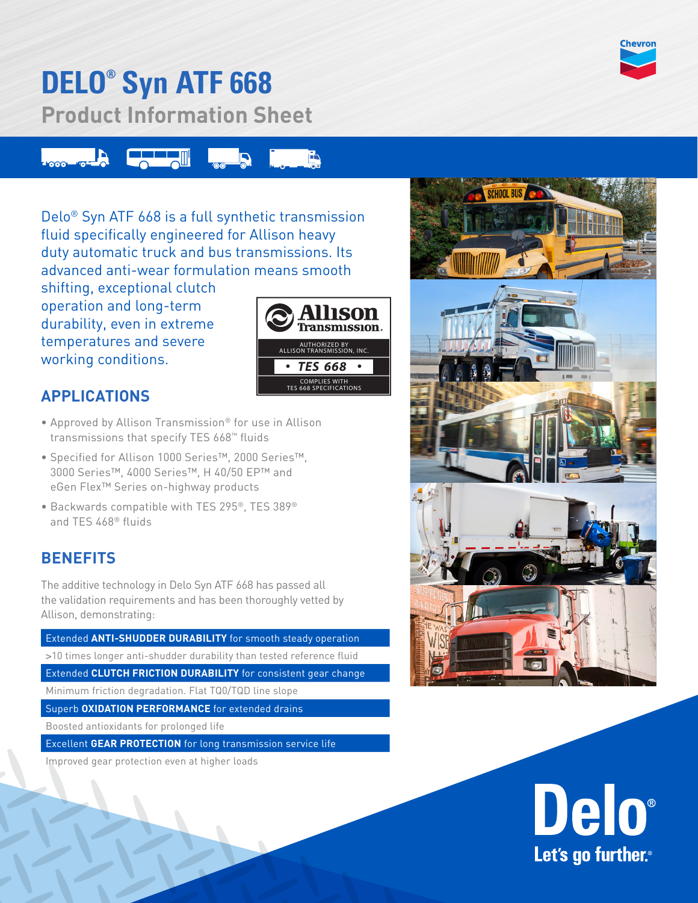# DELO® Syn ATF 668

## Product Information Sheet

Delo® Syn ATF 668 is a full synthetic transmission fluid specifically engineered for Allison heavy duty automatic truck and bus transmissions. Its advanced anti-wear formulation means smooth shifting, exceptional clutch operation and long-term durability, even in extreme temperatures and severe working conditions.

Allison Transmission
AUTHORIZED BY ALLISON TRANSMISSION, INC.
• TES 668 •
COMPLIES WITH TES 668 SPECIFICATIONS

## APPLICATIONS

- Approved by Allison Transmission® for use in Allison transmissions that specify TES 668™ fluids
- Specified for Allison 1000 Series™, 2000 Series™, 3000 Series™, 4000 Series™, H 40/50 EP™ and eGen Flex™ Series on-highway products
- Backwards compatible with TES 295®, TES 389® and TES 468® fluids

## BENEFITS

The additive technology in Delo Syn ATF 668 has passed all the validation requirements and has been thoroughly vetted by Allison, demonstrating:

Extended **ANTI-SHUDDER DURABILITY** for smooth steady operation

>10 times longer anti-shudder durability than tested reference fluid

Extended **CLUTCH FRICTION DURABILITY** for consistent gear change

Minimum friction degradation. Flat TQ0/TQD line slope

Superb **OXIDATION PERFORMANCE** for extended drains

Boosted antioxidants for prolonged life

Excellent **GEAR PROTECTION** for long transmission service life

Improved gear protection even at higher loads

Delo®
Let's go further.®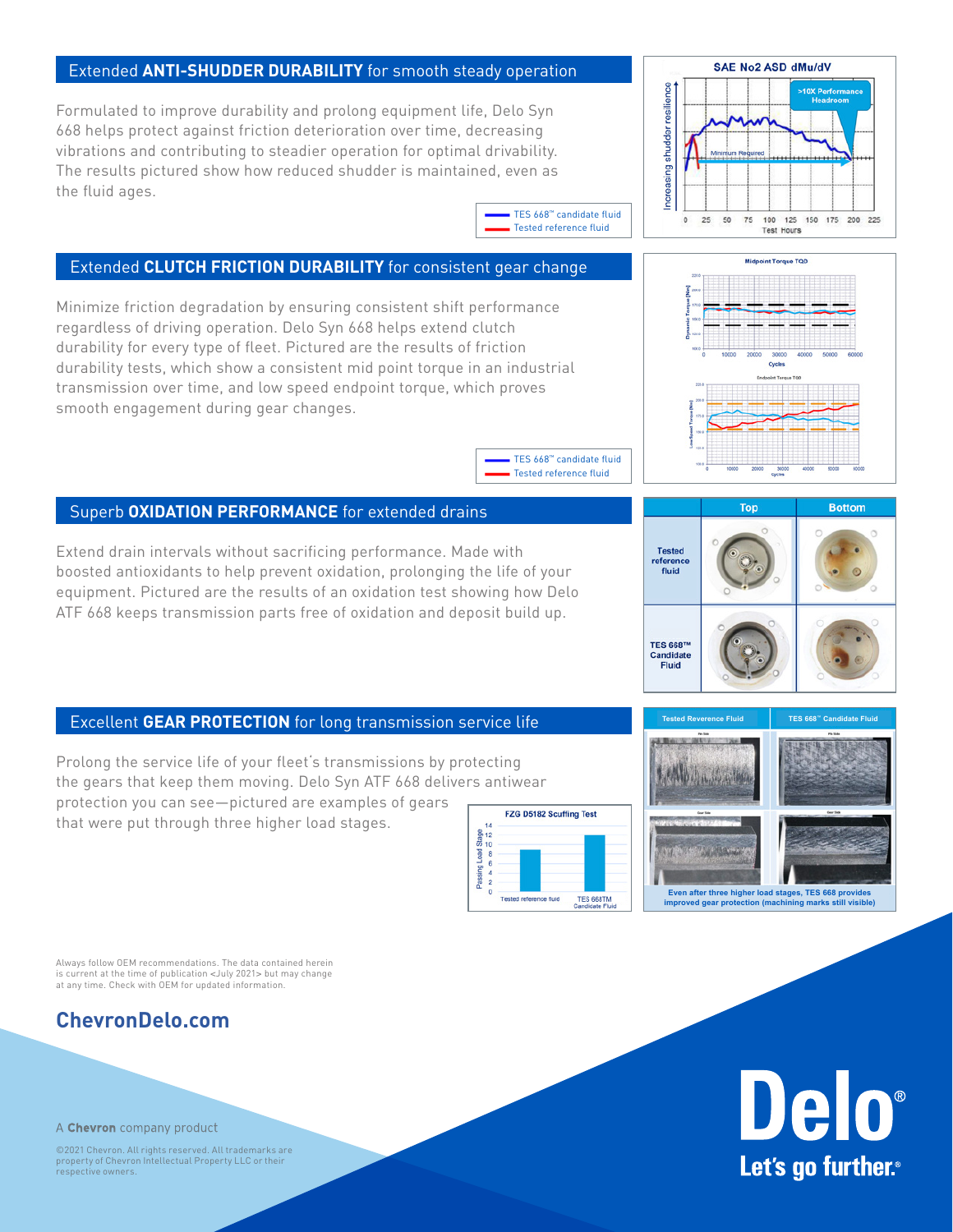## Extended **ANTI-SHUDDER DURABILITY** for smooth steady operation

Formulated to improve durability and prolong equipment life, Delo Syn 668 helps protect against friction deterioration over time, decreasing vibrations and contributing to steadier operation for optimal drivability. The results pictured show how reduced shudder is maintained, even as the fluid ages.

TES 668™ candidate fluid
Tested reference fluid

SAE No2 ASD dMu/dV
>10X Performance Headroom
Minimum Required
Increasing shudder resilience
0 25 50 75 100 125 150 175 200 225
Test Hours

## Extended **CLUTCH FRICTION DURABILITY** for consistent gear change

Minimize friction degradation by ensuring consistent shift performance regardless of driving operation. Delo Syn 668 helps extend clutch durability for every type of fleet. Pictured are the results of friction durability tests, which show a consistent mid point torque in an industrial transmission over time, and low speed endpoint torque, which proves smooth engagement during gear changes.

TES 668™ candidate fluid
Tested reference fluid

Midpoint Torque TQD
Dynamic Torque [Nm]
0 10000 20000 30000 40000 50000 60000
Cycles

Endpoint Torque TQ0
Low Speed Torque [Nm]
0 10000 20000 30000 40000 50000 60000
cycles

## Superb **OXIDATION PERFORMANCE** for extended drains

Extend drain intervals without sacrificing performance. Made with boosted antioxidants to help prevent oxidation, prolonging the life of your equipment. Pictured are the results of an oxidation test showing how Delo ATF 668 keeps transmission parts free of oxidation and deposit build up.

| | Top | Bottom |
|---|---|---|
| Tested reference fluid | | |
| TES 668™ Candidate Fluid | | |

## Excellent **GEAR PROTECTION** for long transmission service life

Prolong the service life of your fleet's transmissions by protecting the gears that keep them moving. Delo Syn ATF 668 delivers antiwear protection you can see—pictured are examples of gears that were put through three higher load stages.

FZG D5182 Scuffing Test
Passing Load Stage
0 2 4 6 8 10 12 14
Tested reference fluid
TES 668TM Candidate Fluid

Tested Reverence Fluid
TES 668™ Candidate Fluid

Even after three higher load stages, TES 668 provides improved gear protection (machining marks still visible)

Always follow OEM recommendations. The data contained herein is current at the time of publication <July 2021> but may change at any time. Check with OEM for updated information.

**ChevronDelo.com**

A **Chevron** company product

©2021 Chevron. All rights reserved. All trademarks are property of Chevron Intellectual Property LLC or their respective owners.

Delo®
Let's go further.®